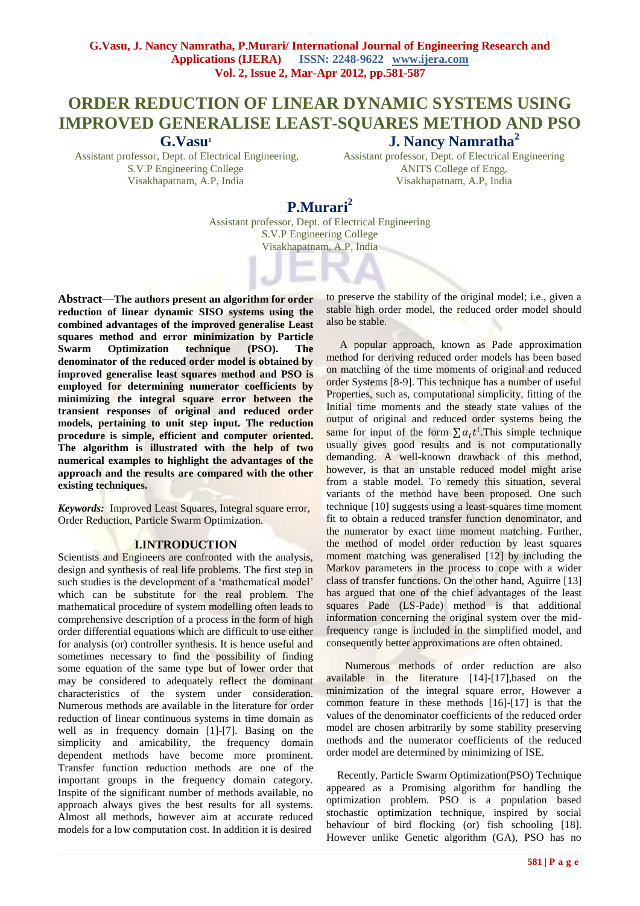# ORDER REDUCTION OF LINEAR DYNAMIC SYSTEMS USING IMPROVED GENERALISE LEAST-SQUARES METHOD AND PSO

**G.Vasu**[1]
Assistant professor, Dept. of Electrical Engineering,
S.V.P Engineering College
Visakhapatnam, A.P, India

**J. Nancy Namratha**[2]
Assistant professor, Dept. of Electrical Engineering
ANITS College of Engg.
Visakhapatnam, A.P, India

**P.Murari**[2]
Assistant professor, Dept. of Electrical Engineering
S.V.P Engineering College
Visakhapatnam, A.P, India

**Abstract—The authors present an algorithm for order reduction of linear dynamic SISO systems using the combined advantages of the improved generalise Least squares method and error minimization by Particle Swarm Optimization technique (PSO). The denominator of the reduced order model is obtained by improved generalise least squares method and PSO is employed for determining numerator coefficients by minimizing the integral square error between the transient responses of original and reduced order models, pertaining to unit step input. The reduction procedure is simple, efficient and computer oriented. The algorithm is illustrated with the help of two numerical examples to highlight the advantages of the approach and the results are compared with the other existing techniques.**

***Keywords:*** Improved Least Squares, Integral square error, Order Reduction, Particle Swarm Optimization.

## I.INTRODUCTION

Scientists and Engineers are confronted with the analysis, design and synthesis of real life problems. The first step in such studies is the development of a 'mathematical model' which can be substitute for the real problem. The mathematical procedure of system modelling often leads to comprehensive description of a process in the form of high order differential equations which are difficult to use either for analysis (or) controller synthesis. It is hence useful and sometimes necessary to find the possibility of finding some equation of the same type but of lower order that may be considered to adequately reflect the dominant characteristics of the system under consideration. Numerous methods are available in the literature for order reduction of linear continuous systems in time domain as well as in frequency domain [1]-[7]. Basing on the simplicity and amicability, the frequency domain dependent methods have become more prominent. Transfer function reduction methods are one of the important groups in the frequency domain category. Inspite of the significant number of methods available, no approach always gives the best results for all systems. Almost all methods, however aim at accurate reduced models for a low computation cost. In addition it is desired to preserve the stability of the original model; i.e., given a stable high order model, the reduced order model should also be stable.

A popular approach, known as Pade approximation method for deriving reduced order models has been based on matching of the time moments of original and reduced order Systems [8-9]. This technique has a number of useful Properties, such as, computational simplicity, fitting of the Initial time moments and the steady state values of the output of original and reduced order systems being the same for input of the form $\sum \alpha_i t^i$.This simple technique usually gives good results and is not computationally demanding. A well-known drawback of this method, however, is that an unstable reduced model might arise from a stable model. To remedy this situation, several variants of the method have been proposed. One such technique [10] suggests using a least-squares time moment fit to obtain a reduced transfer function denominator, and the numerator by exact time moment matching. Further, the method of model order reduction by least squares moment matching was generalised [12] by including the Markov parameters in the process to cope with a wider class of transfer functions. On the other hand, Aguirre [13] has argued that one of the chief advantages of the least squares Pade (LS-Pade) method is that additional information concerning the original system over the mid-frequency range is included in the simplified model, and consequently better approximations are often obtained.

Numerous methods of order reduction are also available in the literature [14]-[17],based on the minimization of the integral square error, However a common feature in these methods [16]-[17] is that the values of the denominator coefficients of the reduced order model are chosen arbitrarily by some stability preserving methods and the numerator coefficients of the reduced order model are determined by minimizing of ISE.

Recently, Particle Swarm Optimization(PSO) Technique appeared as a Promising algorithm for handling the optimization problem. PSO is a population based stochastic optimization technique, inspired by social behaviour of bird flocking (or) fish schooling [18]. However unlike Genetic algorithm (GA), PSO has no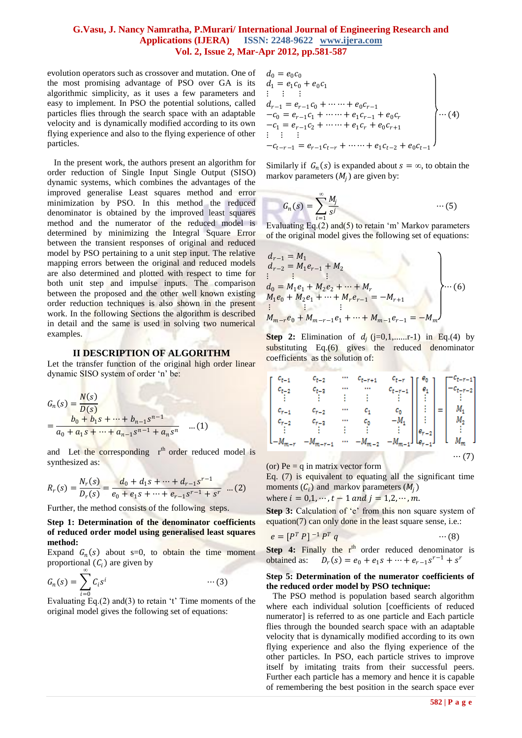evolution operators such as crossover and mutation. One of the most promising advantage of PSO over GA is its algorithmic simplicity, as it uses a few parameters and easy to implement. In PSO the potential solutions, called particles flies through the search space with an adaptable velocity and is dynamically modified according to its own flying experience and also to the flying experience of other particles.

In the present work, the authors present an algorithm for order reduction of Single Input Single Output (SISO) dynamic systems, which combines the advantages of the improved generalise Least squares method and error minimization by PSO. In this method the reduced denominator is obtained by the improved least squares method and the numerator of the reduced model is determined by minimizing the Integral Square Error between the transient responses of original and reduced model by PSO pertaining to a unit step input. The relative mapping errors between the original and reduced models are also determined and plotted with respect to time for both unit step and impulse inputs. The comparison between the proposed and the other well known existing order reduction techniques is also shown in the present work. In the following Sections the algorithm is described in detail and the same is used in solving two numerical examples.

## II DESCRIPTION OF ALGORITHM

Let the transfer function of the original high order linear dynamic SISO system of order 'n' be:

$$G_n(s) = \frac{N(s)}{D(s)} = \frac{b_0 + b_1 s + \cdots + b_{n-1}s^{n-1}}{a_0 + a_1 s + \cdots + a_{n-1}s^{n-1} + a_n s^n} \quad \ldots(1)$$

and Let the corresponding $r^{th}$ order reduced model is synthesized as:

$$R_r(s) = \frac{N_r(s)}{D_r(s)} = \frac{d_0 + d_1 s + \cdots + d_{r-1}s^{r-1}}{e_0 + e_1 s + \cdots + e_{r-1}s^{r-1} + s^r} \quad \ldots(2)$$

Further, the method consists of the following steps.

**Step 1: Determination of the denominator coefficients of reduced order model using generalised least squares method:**

Expand $G_n(s)$ about s=0, to obtain the time moment proportional $(C_i)$ are given by

$$G_n(s) = \sum_{i=0}^{\infty} C_i s^i \quad \cdots(3)$$

Evaluating Eq.(2) and(3) to retain 't' Time moments of the original model gives the following set of equations:

$$\left.\begin{aligned}
d_0 &= e_0 c_0 \\
d_1 &= e_1 c_0 + e_0 c_1 \\
&\vdots \\
d_{r-1} &= e_{r-1}c_0 + \cdots\cdots + e_0 c_{r-1} \\
-c_0 &= e_{r-1}c_1 + \cdots\cdots + e_1 c_{r-1} + e_0 c_r \\
-c_1 &= e_{r-1}c_2 + \cdots\cdots + e_1 c_r + e_0 c_{r+1} \\
&\vdots \\
-c_{t-r-1} &= e_{r-1}c_{t-r} + \cdots\cdots + e_1 c_{t-2} + e_0 c_{t-1}
\end{aligned}\right\} \cdots(4)$$

Similarly if $G_n(s)$ is expanded about $s = \infty$, to obtain the markov parameters $(M_j)$ are given by:

$$G_n(s) = \sum_{i=1}^{\infty} \frac{M_j}{s^j} \quad \cdots(5)$$

Evaluating Eq.(2) and(5) to retain 'm' Markov parameters of the original model gives the following set of equations:

$$\left.\begin{aligned}
d_{r-1} &= M_1 \\
d_{r-2} &= M_1 e_{r-1} + M_2 \\
&\vdots \\
d_0 &= M_1 e_1 + M_2 e_2 + \cdots + M_r \\
M_1 e_0 + M_2 e_1 + \cdots + M_r e_{r-1} &= -M_{r+1} \\
&\vdots \\
M_{m-r}e_0 + M_{m-r-1}e_1 + \cdots + M_{m-1}e_{r-1} &= -M_m
\end{aligned}\right\} \cdots(6)$$

**Step 2:** Elimination of $d_j$ (j=0,1,......r-1) in Eq.(4) by substituting Eq.(6) gives the reduced denominator coefficients as the solution of:

$$\begin{bmatrix}
c_{t-1} & c_{t-2} & \cdots & c_{t-r+1} & c_{t-r} \\
c_{t-2} & c_{t-3} & \cdots & \cdots & c_{t-r-1} \\
\vdots & \vdots & \vdots & \vdots & \vdots \\
c_{r-1} & c_{r-2} & \cdots & c_1 & c_0 \\
c_{r-2} & c_{r-3} & \cdots & c_0 & -M_1 \\
\vdots & \vdots & \vdots & \vdots & \vdots \\
-M_{m-r} & -M_{m-r-1} & \cdots & -M_{m-2} & -M_{m-1}
\end{bmatrix}
\begin{bmatrix}
e_0 \\ e_1 \\ \vdots \\ \vdots \\ e_{r-2} \\ e_{r-1}
\end{bmatrix}
=
\begin{bmatrix}
-c_{t-r-1} \\ -c_{t-r-2} \\ \vdots \\ M_1 \\ M_2 \\ \vdots \\ M_m
\end{bmatrix} \quad \cdots(7)$$

(or) Pe = q in matrix vector form

Eq. (7) is equivalent to equating all the significant time moments $(C_i)$ and markov parameters $(M_j)$ where $i = 0,1,\cdots,t-1$ and $j = 1,2,\cdots,m$.

**Step 3:** Calculation of 'e' from this non square system of equation(7) can only done in the least square sense, i.e.:

$$e = [P^T P]^{-1} P^T q \quad \cdots(8)$$

**Step 4:** Finally the $r^{th}$ order reduced denominator is obtained as: $D_r(s) = e_0 + e_1 s + \cdots + e_{r-1}s^{r-1} + s^r$

**Step 5: Determination of the numerator coefficients of the reduced order model by PSO technique:**

The PSO method is population based search algorithm where each individual solution [coefficients of reduced numerator] is referred to as one particle and Each particle flies through the bounded search space with an adaptable velocity that is dynamically modified according to its own flying experience and also the flying experience of the other particles. In PSO, each particle strives to improve itself by imitating traits from their successful peers. Further each particle has a memory and hence it is capable of remembering the best position in the search space ever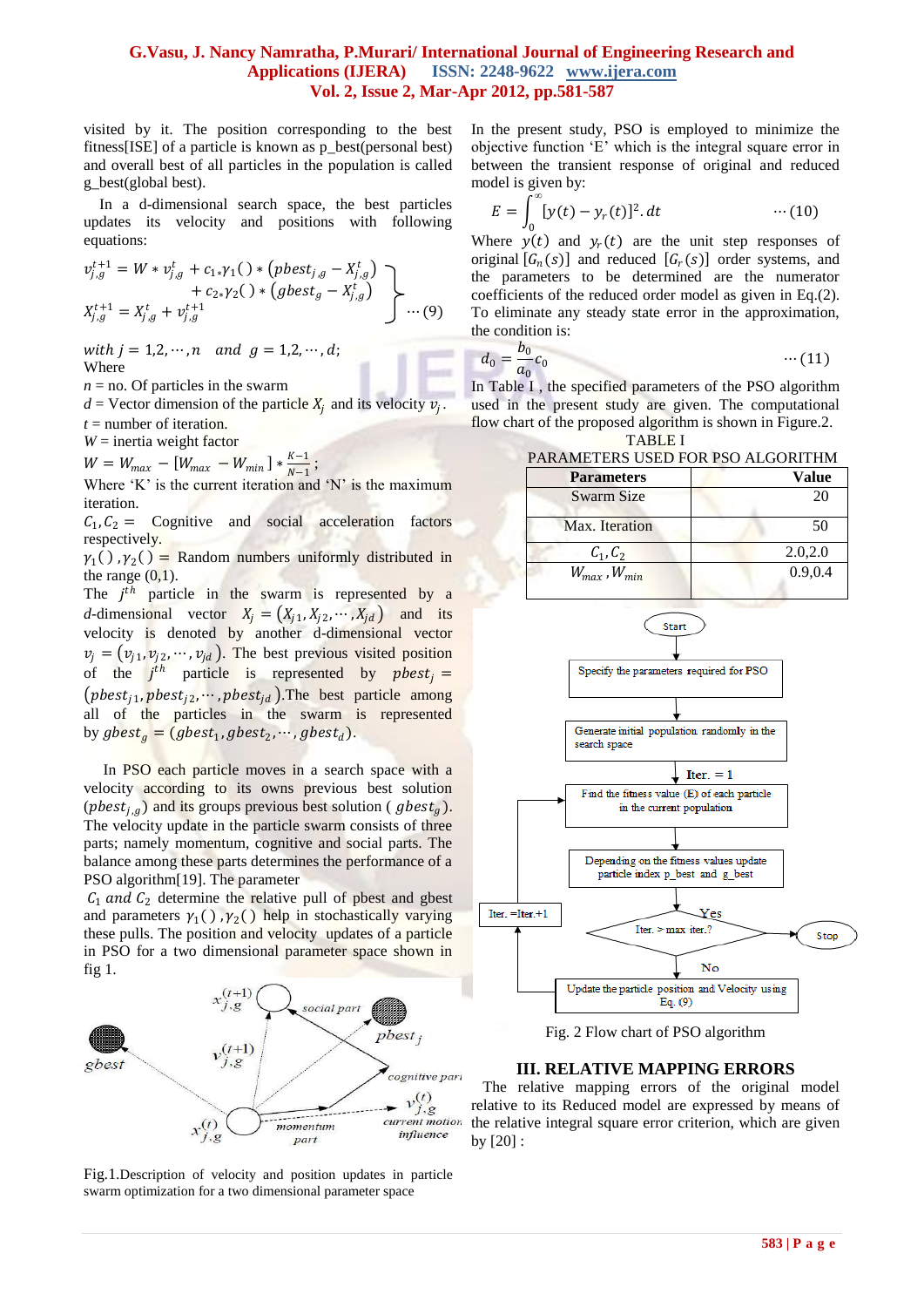visited by it. The position corresponding to the best fitness[ISE] of a particle is known as p_best(personal best) and overall best of all particles in the population is called g_best(global best).

In a d-dimensional search space, the best particles updates its velocity and positions with following equations:

$$\left.\begin{aligned} v_{j,g}^{t+1} &= W * v_{j,g}^{t} + c_{1*}\gamma_1() * \left(pbest_{j,g} - X_{j,g}^{t}\right) \\ &\quad + c_{2*}\gamma_2() * \left(gbest_g - X_{j,g}^{t}\right) \\ X_{j,g}^{t+1} &= X_{j,g}^{t} + v_{j,g}^{t+1} \end{aligned}\right\} \cdots (9)$$

$with\ j = 1,2,\cdots,n \quad and \quad g = 1,2,\cdots,d;$

Where

$n$ = no. Of particles in the swarm

$d$ = Vector dimension of the particle $X_j$ and its velocity $v_j$.

$t$ = number of iteration.

$W$ = inertia weight factor

$W = W_{max} - [W_{max} - W_{min}] * \frac{K-1}{N-1};$

Where 'K' is the current iteration and 'N' is the maximum iteration.

$C_1, C_2 =$ Cognitive and social acceleration factors respectively.

$\gamma_1(), \gamma_2() =$ Random numbers uniformly distributed in the range (0,1).

The $j^{th}$ particle in the swarm is represented by a $d$-dimensional vector $X_j = (X_{j1}, X_{j2}, \cdots, X_{jd})$ and its velocity is denoted by another d-dimensional vector $v_j = (v_{j1}, v_{j2}, \cdots, v_{jd})$. The best previous visited position of the $j^{th}$ particle is represented by $pbest_j = (pbest_{j1}, pbest_{j2}, \cdots, pbest_{jd})$.The best particle among all of the particles in the swarm is represented by $gbest_g = (gbest_1, gbest_2, \cdots, gbest_d)$.

In PSO each particle moves in a search space with a velocity according to its owns previous best solution ($pbest_{j,g}$) and its groups previous best solution ($gbest_g$). The velocity update in the particle swarm consists of three parts; namely momentum, cognitive and social parts. The balance among these parts determines the performance of a PSO algorithm[19]. The parameter

$C_1$ and $C_2$ determine the relative pull of pbest and gbest and parameters $\gamma_1(), \gamma_2()$ help in stochastically varying these pulls. The position and velocity updates of a particle in PSO for a two dimensional parameter space shown in fig 1.

Fig.1.Description of velocity and position updates in particle swarm optimization for a two dimensional parameter space

In the present study, PSO is employed to minimize the objective function 'E' which is the integral square error in between the transient response of original and reduced model is given by:

$$E = \int_0^\infty [y(t) - y_r(t)]^2 . dt \qquad \cdots (10)$$

Where $y(t)$ and $y_r(t)$ are the unit step responses of original $[G_n(s)]$ and reduced $[G_r(s)]$ order systems, and the parameters to be determined are the numerator coefficients of the reduced order model as given in Eq.(2). To eliminate any steady state error in the approximation, the condition is:

$$d_0 = \frac{b_0}{a_0} c_0 \qquad \cdots (11)$$

In Table I , the specified parameters of the PSO algorithm used in the present study are given. The computational flow chart of the proposed algorithm is shown in Figure.2.

TABLE I
PARAMETERS USED FOR PSO ALGORITHM

| Parameters | Value |
|---|---|
| Swarm Size | 20 |
| Max. Iteration | 50 |
| $C_1, C_2$ | 2.0,2.0 |
| $W_{max}, W_{min}$ | 0.9,0.4 |

Fig. 2 Flow chart of PSO algorithm

## III. RELATIVE MAPPING ERRORS

The relative mapping errors of the original model relative to its Reduced model are expressed by means of the relative integral square error criterion, which are given by [20] :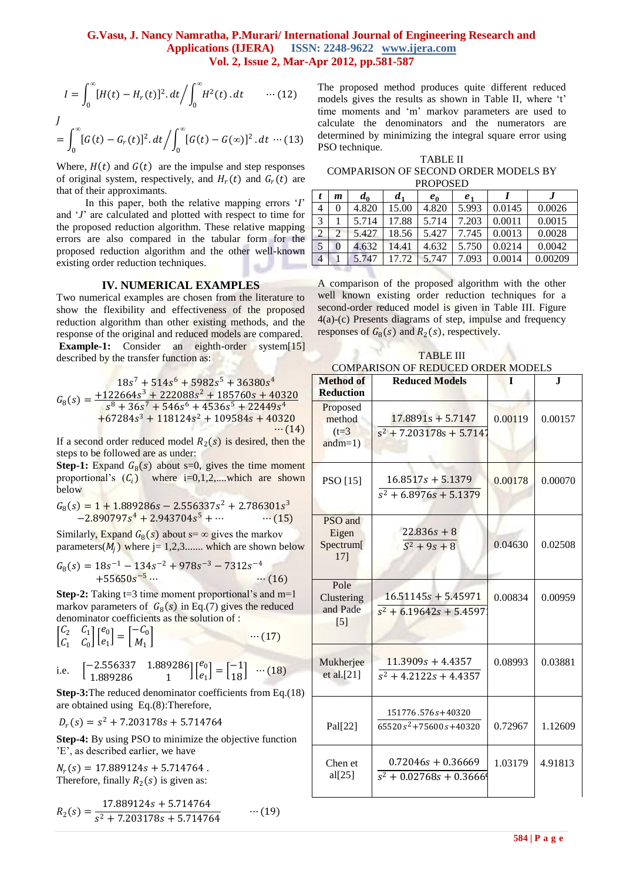$$I = \int_0^\infty [H(t) - H_r(t)]^2 . dt \Big/ \int_0^\infty H^2(t) . dt \qquad \cdots (12)$$

$$J = \int_0^\infty [G(t) - G_r(t)]^2 . dt \Big/ \int_0^\infty [G(t) - G(\infty)]^2 . dt \cdots (13)$$

Where, $H(t)$ and $G(t)$ are the impulse and step responses of original system, respectively, and $H_r(t)$ and $G_r(t)$ are that of their approximants.

In this paper, both the relative mapping errors '$I$' and '$J$' are calculated and plotted with respect to time for the proposed reduction algorithm. These relative mapping errors are also compared in the tabular form for the proposed reduction algorithm and the other well-known existing order reduction techniques.

## IV. NUMERICAL EXAMPLES

Two numerical examples are chosen from the literature to show the flexibility and effectiveness of the proposed reduction algorithm than other existing methods, and the response of the original and reduced models are compared.

**Example-1:** Consider an eighth-order system[15] described by the transfer function as:

$$G_8(s) = \frac{18s^7 + 514s^6 + 5982s^5 + 36380s^4 + 122664s^3 + 222088s^2 + 185760s + 40320}{s^8 + 36s^7 + 546s^6 + 4536s^5 + 22449s^4 + 67284s^3 + 118124s^2 + 109584s + 40320} \cdots (14)$$

If a second order reduced model $R_2(s)$ is desired, then the steps to be followed are as under:

**Step-1:** Expand $G_8(s)$ about s=0, gives the time moment proportional's $(C_i)$ where i=0,1,2,....which are shown below

$$G_8(s) = 1 + 1.889286s - 2.556337s^2 + 2.786301s^3 - 2.890797s^4 + 2.943704s^5 + \cdots \qquad \cdots (15)$$

Similarly, Expand $G_8(s)$ about s= $\infty$ gives the markov parameters$(M_j)$ where j= 1,2,3....... which are shown below

$$G_8(s) = 18s^{-1} - 134s^{-2} + 978s^{-3} - 7312s^{-4} + 55650s^{-5} \cdots \qquad \cdots (16)$$

**Step-2:** Taking t=3 time moment proportional's and m=1 markov parameters of $G_8(s)$ in Eq.(7) gives the reduced denominator coefficients as the solution of :

$$\begin{bmatrix} C_2 & C_1 \\ C_1 & C_0 \end{bmatrix} \begin{bmatrix} e_0 \\ e_1 \end{bmatrix} = \begin{bmatrix} -C_0 \\ M_1 \end{bmatrix} \qquad \cdots (17)$$

i.e. $$\begin{bmatrix} -2.556337 & 1.889286 \\ 1.889286 & 1 \end{bmatrix} \begin{bmatrix} e_0 \\ e_1 \end{bmatrix} = \begin{bmatrix} -1 \\ 18 \end{bmatrix} \quad \cdots (18)$$

**Step-3:** The reduced denominator coefficients from Eq.(18) are obtained using Eq.(8):Therefore,

$$D_r(s) = s^2 + 7.203178s + 5.714764$$

**Step-4:** By using PSO to minimize the objective function 'E', as described earlier, we have

$$N_r(s) = 17.889124s + 5.714764 .$$

Therefore, finally $R_2(s)$ is given as:

$$R_2(s) = \frac{17.889124s + 5.714764}{s^2 + 7.203178s + 5.714764} \qquad \cdots (19)$$

The proposed method produces quite different reduced models gives the results as shown in Table II, where 't' time moments and 'm' markov parameters are used to calculate the denominators and the numerators are determined by minimizing the integral square error using PSO technique.

TABLE II
COMPARISON OF SECOND ORDER MODELS BY PROPOSED

| $t$ | $m$ | $d_0$ | $d_1$ | $e_0$ | $e_1$ | $I$ | $J$ |
|---|---|---|---|---|---|---|---|
| 4 | 0 | 4.820 | 15.00 | 4.820 | 5.993 | 0.0145 | 0.0026 |
| 3 | 1 | 5.714 | 17.88 | 5.714 | 7.203 | 0.0011 | 0.0015 |
| 2 | 2 | 5.427 | 18.56 | 5.427 | 7.745 | 0.0013 | 0.0028 |
| 5 | 0 | 4.632 | 14.41 | 4.632 | 5.750 | 0.0214 | 0.0042 |
| 4 | 1 | 5.747 | 17.72 | 5.747 | 7.093 | 0.0014 | 0.00209 |

A comparison of the proposed algorithm with the other well known existing order reduction techniques for a second-order reduced model is given in Table III. Figure 4(a)-(c) Presents diagrams of step, impulse and frequency responses of $G_8(s)$ and $R_2(s)$, respectively.

TABLE III
COMPARISON OF REDUCED ORDER MODELS

| Method of Reduction | Reduced Models | I | J |
|---|---|---|---|
| Proposed method (t=3 andm=1) | $\frac{17.8891s + 5.7147}{s^2 + 7.203178s + 5.7147}$ | 0.00119 | 0.00157 |
| PSO [15] | $\frac{16.8517s + 5.1379}{s^2 + 6.8976s + 5.1379}$ | 0.00178 | 0.00070 |
| PSO and Eigen Spectrum[17] | $\frac{22.836s + 8}{S^2 + 9s + 8}$ | 0.04630 | 0.02508 |
| Pole Clustering and Pade [5] | $\frac{16.51145s + 5.45971}{s^2 + 6.19642s + 5.45971}$ | 0.00834 | 0.00959 |
| Mukherjee et al.[21] | $\frac{11.3909s + 4.4357}{s^2 + 4.2122s + 4.4357}$ | 0.08993 | 0.03881 |
| Pal[22] | $\frac{151776.576s+40320}{65520s^2+75600s+40320}$ | 0.72967 | 1.12609 |
| Chen et al[25] | $\frac{0.72046s + 0.36669}{s^2 + 0.02768s + 0.36669}$ | 1.03179 | 4.91813 |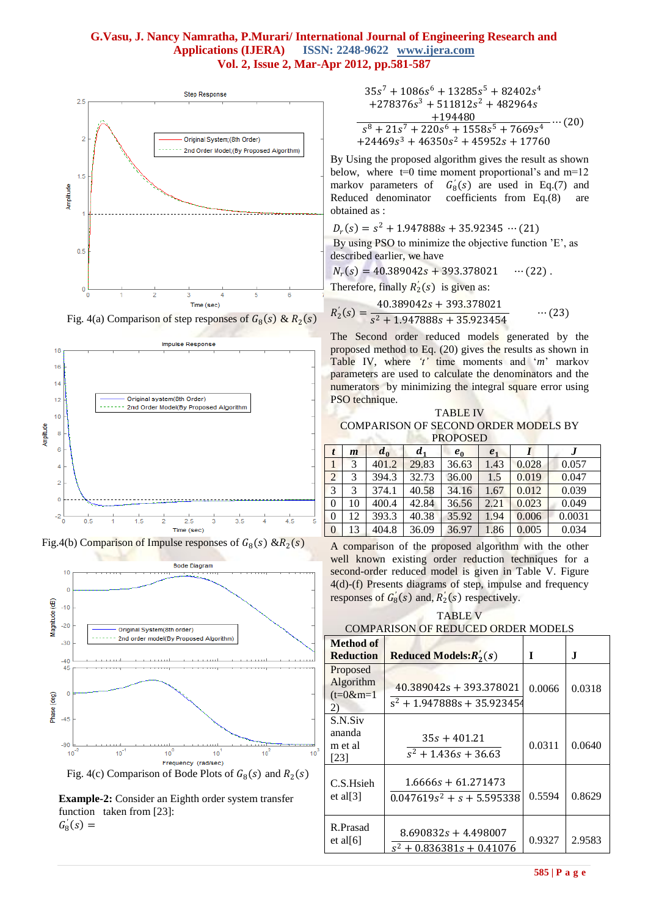Fig. 4(a) Comparison of step responses of $G_8(s)$ & $R_2(s)$

Fig.4(b) Comparison of Impulse responses of $G_8(s)$ &$R_2(s)$

Fig. 4(c) Comparison of Bode Plots of $G_8(s)$ and $R_2(s)$

**Example-2:** Consider an Eighth order system transfer function taken from [23]:

$$G_8^{'}(s) = \frac{\begin{array}{c}35s^7 + 1086s^6 + 13285s^5 + 82402s^4 \\ +278376s^3 + 511812s^2 + 482964s \\ +194480\end{array}}{\begin{array}{c}s^8 + 21s^7 + 220s^6 + 1558s^5 + 7669s^4 \\ +24469s^3 + 46350s^2 + 45952s + 17760\end{array}} \cdots (20)$$

By Using the proposed algorithm gives the result as shown below, where t=0 time moment proportional's and m=12 markov parameters of $G_8^{'}(s)$ are used in Eq.(7) and Reduced denominator coefficients from Eq.(8) are obtained as :

$$D_r(s) = s^2 + 1.947888s + 35.92345 \cdots (21)$$

By using PSO to minimize the objective function 'E', as described earlier, we have

$$N_r(s) = 40.389042s + 393.378021 \quad \cdots (22).$$

Therefore, finally $R_2^{'}(s)$ is given as:

$$R_2^{'}(s) = \frac{40.389042s + 393.378021}{s^2 + 1.947888s + 35.923454} \quad \cdots (23)$$

The Second order reduced models generated by the proposed method to Eq. (20) gives the results as shown in Table IV, where '*t*' time moments and '*m*' markov parameters are used to calculate the denominators and the numerators by minimizing the integral square error using PSO technique.

TABLE IV
COMPARISON OF SECOND ORDER MODELS BY PROPOSED

| $t$ | $m$ | $d_0$ | $d_1$ | $e_0$ | $e_1$ | $I$ | $J$ |
|---|---|---|---|---|---|---|---|
| 1 | 3 | 401.2 | 29.83 | 36.63 | 1.43 | 0.028 | 0.057 |
| 2 | 3 | 394.3 | 32.73 | 36.00 | 1.5 | 0.019 | 0.047 |
| 3 | 3 | 374.1 | 40.58 | 34.16 | 1.67 | 0.012 | 0.039 |
| 0 | 10 | 400.4 | 42.84 | 36.56 | 2.21 | 0.023 | 0.049 |
| 0 | 12 | 393.3 | 40.38 | 35.92 | 1.94 | 0.006 | 0.0031 |
| 0 | 13 | 404.8 | 36.09 | 36.97 | 1.86 | 0.005 | 0.034 |

A comparison of the proposed algorithm with the other well known existing order reduction techniques for a second-order reduced model is given in Table V. Figure 4(d)-(f) Presents diagrams of step, impulse and frequency responses of $G_8^{'}(s)$ and, $R_2^{'}(s)$ respectively.

TABLE V
COMPARISON OF REDUCED ORDER MODELS

| Method of Reduction | Reduced Models: $R_2^{'}(s)$ | I | J |
|---|---|---|---|
| Proposed Algorithm (t=0&m=12) | $\frac{40.389042s + 393.378021}{s^2 + 1.947888s + 35.923454}$ | 0.0066 | 0.0318 |
| S.N.Sivananda m et al [23] | $\frac{35s + 401.21}{s^2 + 1.436s + 36.63}$ | 0.0311 | 0.0640 |
| C.S.Hsieh et al[3] | $\frac{1.6666s + 61.271473}{0.047619s^2 + s + 5.595338}$ | 0.5594 | 0.8629 |
| R.Prasad et al[6] | $\frac{8.690832s + 4.498007}{s^2 + 0.836381s + 0.41076}$ | 0.9327 | 2.9583 |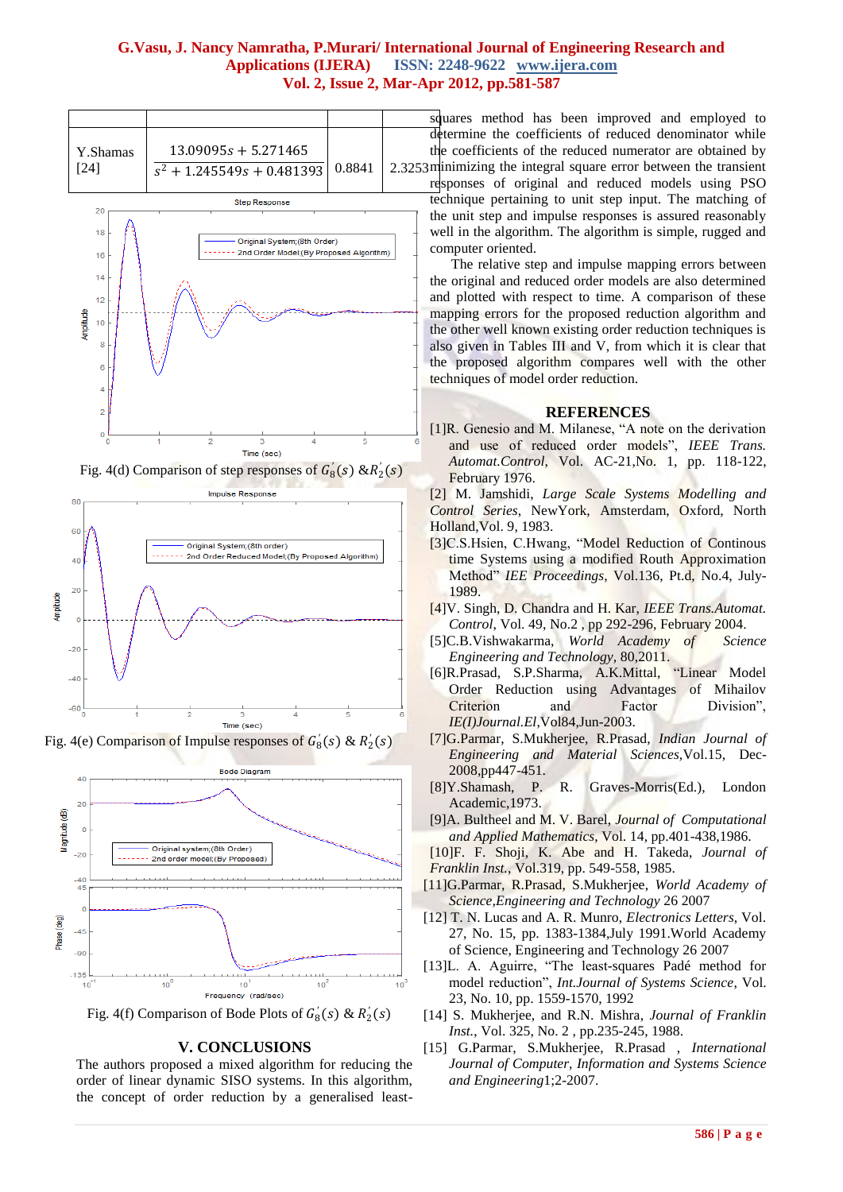|  |  |  |  |
|---|---|---|---|
| Y.Shamas [24] | $\dfrac{13.09095s + 5.271465}{s^2 + 1.245549s + 0.481393}$ | 0.8841 | 2.3253 |

Fig. 4(d) Comparison of step responses of $G_8'(s)$ &$R_2'(s)$

Fig. 4(e) Comparison of Impulse responses of $G_8'(s)$ & $R_2'(s)$

Fig. 4(f) Comparison of Bode Plots of $G_8'(s)$ & $R_2'(s)$

## V. CONCLUSIONS

The authors proposed a mixed algorithm for reducing the order of linear dynamic SISO systems. In this algorithm, the concept of order reduction by a generalised least-squares method has been improved and employed to determine the coefficients of reduced denominator while the coefficients of the reduced numerator are obtained by minimizing the integral square error between the transient responses of original and reduced models using PSO technique pertaining to unit step input. The matching of the unit step and impulse responses is assured reasonably well in the algorithm. The algorithm is simple, rugged and computer oriented.

The relative step and impulse mapping errors between the original and reduced order models are also determined and plotted with respect to time. A comparison of these mapping errors for the proposed reduction algorithm and the other well known existing order reduction techniques is also given in Tables III and V, from which it is clear that the proposed algorithm compares well with the other techniques of model order reduction.

## REFERENCES

[1]R. Genesio and M. Milanese, "A note on the derivation and use of reduced order models", *IEEE Trans. Automat.Control*, Vol. AC-21,No. 1, pp. 118-122, February 1976.

[2] M. Jamshidi, *Large Scale Systems Modelling and Control Series*, NewYork, Amsterdam, Oxford, North Holland,Vol. 9, 1983.

[3]C.S.Hsien, C.Hwang, "Model Reduction of Continous time Systems using a modified Routh Approximation Method" *IEE Proceedings*, Vol.136, Pt.d, No.4, July-1989.

[4]V. Singh, D. Chandra and H. Kar, *IEEE Trans.Automat. Control*, Vol. 49, No.2 , pp 292-296, February 2004.

[5]C.B.Vishwakarma, *World Academy of Science Engineering and Technology*, 80,2011.

[6]R.Prasad, S.P.Sharma, A.K.Mittal, "Linear Model Order Reduction using Advantages of Mihailov Criterion and Factor Division", *IE(I)Journal.El*,Vol84,Jun-2003.

[7]G.Parmar, S.Mukherjee, R.Prasad, *Indian Journal of Engineering and Material Sciences*,Vol.15, Dec-2008,pp447-451.

[8]Y.Shamash, P. R. Graves-Morris(Ed.), London Academic,1973.

[9]A. Bultheel and M. V. Barel, *Journal of Computational and Applied Mathematics*, Vol. 14, pp.401-438,1986.

[10]F. F. Shoji, K. Abe and H. Takeda, *Journal of Franklin Inst.*, Vol.319, pp. 549-558, 1985.

[11]G.Parmar, R.Prasad, S.Mukherjee, *World Academy of Science,Engineering and Technology* 26 2007

[12] T. N. Lucas and A. R. Munro, *Electronics Letters*, Vol. 27, No. 15, pp. 1383-1384,July 1991.World Academy of Science, Engineering and Technology 26 2007

[13]L. A. Aguirre, "The least-squares Padé method for model reduction", *Int.Journal of Systems Science*, Vol. 23, No. 10, pp. 1559-1570, 1992

[14] S. Mukherjee, and R.N. Mishra, *Journal of Franklin Inst.*, Vol. 325, No. 2 , pp.235-245, 1988.

[15] G.Parmar, S.Mukherjee, R.Prasad , *International Journal of Computer, Information and Systems Science and Engineering*1;2-2007.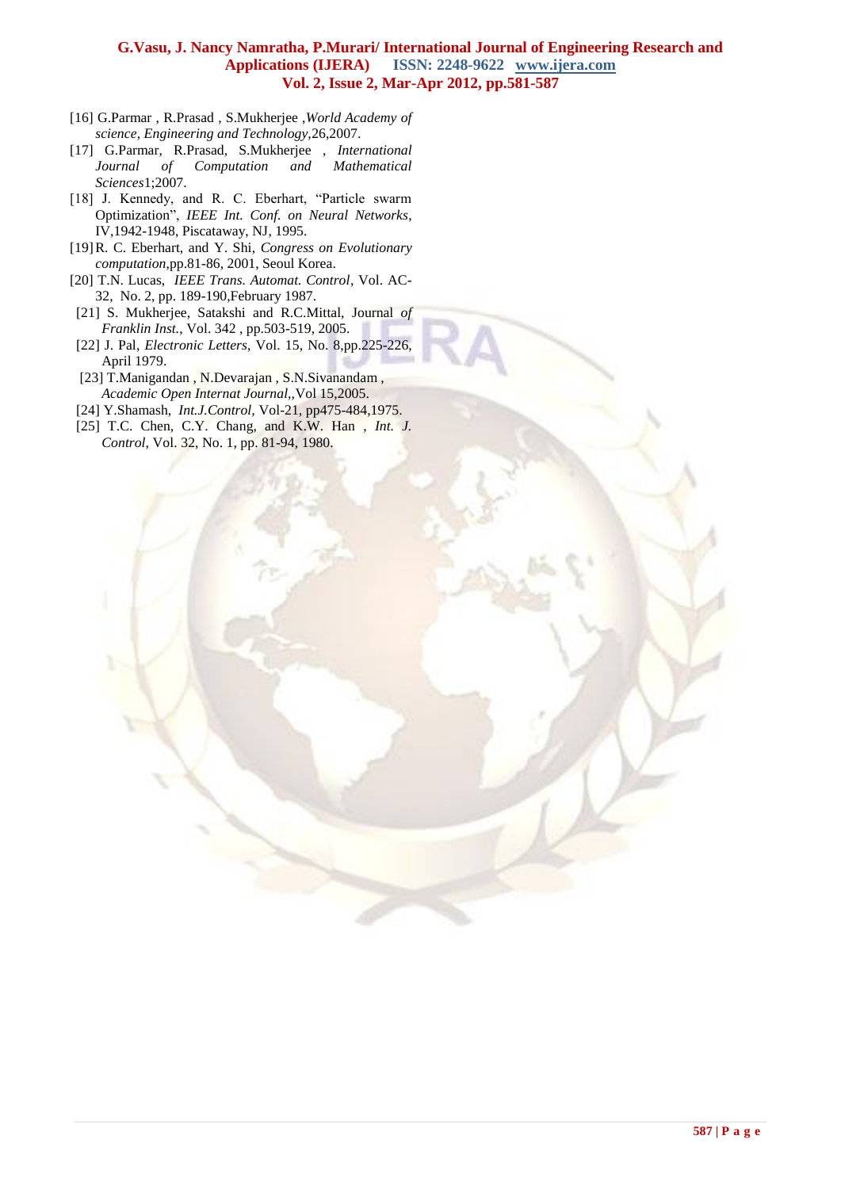[16] G.Parmar , R.Prasad , S.Mukherjee ,*World Academy of science, Engineering and Technology*,26,2007.

[17] G.Parmar, R.Prasad, S.Mukherjee , *International Journal of Computation and Mathematical Sciences*1;2007.

[18] J. Kennedy, and R. C. Eberhart, "Particle swarm Optimization", *IEEE Int. Conf. on Neural Networks*, IV,1942-1948, Piscataway, NJ, 1995.

[19] R. C. Eberhart, and Y. Shi, *Congress on Evolutionary computation*,pp.81-86, 2001, Seoul Korea.

[20] T.N. Lucas, *IEEE Trans. Automat. Control*, Vol. AC-32, No. 2, pp. 189-190,February 1987.

[21] S. Mukherjee, Satakshi and R.C.Mittal, Journal *of Franklin Inst.*, Vol. 342 , pp.503-519, 2005.

[22] J. Pal, *Electronic Letters*, Vol. 15, No. 8,pp.225-226, April 1979.

[23] T.Manigandan , N.Devarajan , S.N.Sivanandam , *Academic Open Internat Journal*,,Vol 15,2005.

[24] Y.Shamash, *Int.J.Control*, Vol-21, pp475-484,1975.

[25] T.C. Chen, C.Y. Chang, and K.W. Han , *Int. J. Control*, Vol. 32, No. 1, pp. 81-94, 1980.